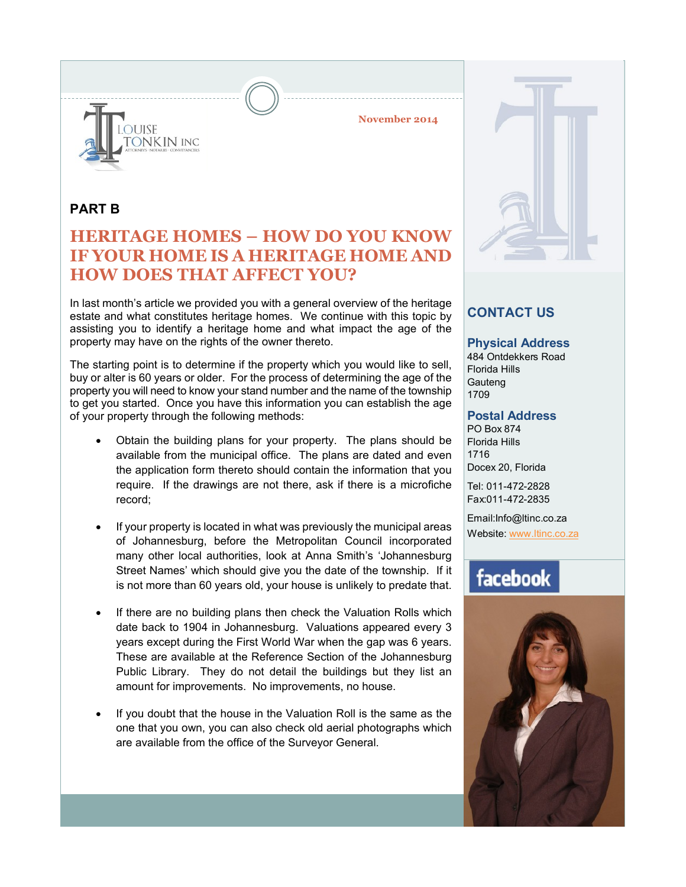LOUISE TONKIN INC

ATTORNEYS · NOTARIES · CONVEYANCERS

November 2014

**PART B**

# HERITAGE HOMES – HOW DO YOU KNOW IF YOUR HOME IS A HERITAGE HOME AND HOW DOES THAT AFFECT YOU?

In last month's article we provided you with a general overview of the heritage estate and what constitutes heritage homes. We continue with this topic by assisting you to identify a heritage home and what impact the age of the property may have on the rights of the owner thereto.

The starting point is to determine if the property which you would like to sell, buy or alter is 60 years or older. For the process of determining the age of the property you will need to know your stand number and the name of the township to get you started. Once you have this information you can establish the age of your property through the following methods:

- Obtain the building plans for your property. The plans should be available from the municipal office. The plans are dated and even the application form thereto should contain the information that you require. If the drawings are not there, ask if there is a microfiche record;

- If your property is located in what was previously the municipal areas of Johannesburg, before the Metropolitan Council incorporated many other local authorities, look at Anna Smith's 'Johannesburg Street Names' which should give you the date of the township. If it is not more than 60 years old, your house is unlikely to predate that.

- If there are no building plans then check the Valuation Rolls which date back to 1904 in Johannesburg. Valuations appeared every 3 years except during the First World War when the gap was 6 years. These are available at the Reference Section of the Johannesburg Public Library. They do not detail the buildings but they list an amount for improvements. No improvements, no house.

- If you doubt that the house in the Valuation Roll is the same as the one that you own, you can also check old aerial photographs which are available from the office of the Surveyor General.

## CONTACT US

### Physical Address

484 Ontdekkers Road
Florida Hills
Gauteng
1709

### Postal Address

PO Box 874
Florida Hills
1716
Docex 20, Florida

Tel: 011-472-2828
Fax:011-472-2835

Email:Info@ltinc.co.za
Website: www.ltinc.co.za

facebook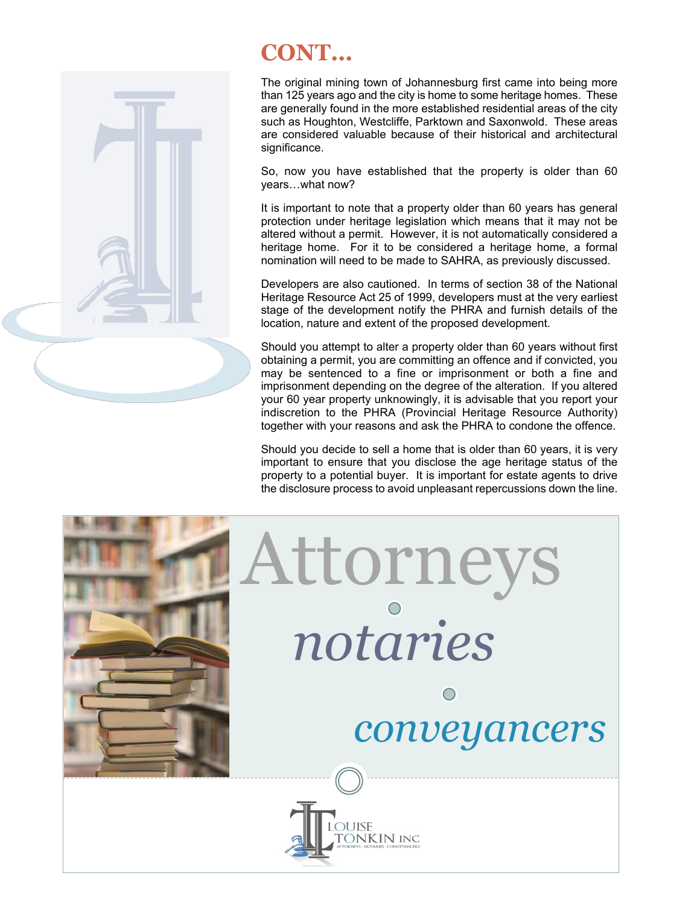# CONT…

The original mining town of Johannesburg first came into being more than 125 years ago and the city is home to some heritage homes. These are generally found in the more established residential areas of the city such as Houghton, Westcliffe, Parktown and Saxonwold. These areas are considered valuable because of their historical and architectural significance.

So, now you have established that the property is older than 60 years…what now?

It is important to note that a property older than 60 years has general protection under heritage legislation which means that it may not be altered without a permit. However, it is not automatically considered a heritage home. For it to be considered a heritage home, a formal nomination will need to be made to SAHRA, as previously discussed.

Developers are also cautioned. In terms of section 38 of the National Heritage Resource Act 25 of 1999, developers must at the very earliest stage of the development notify the PHRA and furnish details of the location, nature and extent of the proposed development.

Should you attempt to alter a property older than 60 years without first obtaining a permit, you are committing an offence and if convicted, you may be sentenced to a fine or imprisonment or both a fine and imprisonment depending on the degree of the alteration. If you altered your 60 year property unknowingly, it is advisable that you report your indiscretion to the PHRA (Provincial Heritage Resource Authority) together with your reasons and ask the PHRA to condone the offence.

Should you decide to sell a home that is older than 60 years, it is very important to ensure that you disclose the age heritage status of the property to a potential buyer. It is important for estate agents to drive the disclosure process to avoid unpleasant repercussions down the line.

Attorneys

*notaries*

*conveyancers*

LOUISE TONKIN INC
ATTORNEYS · NOTARIES · CONVEYANCERS